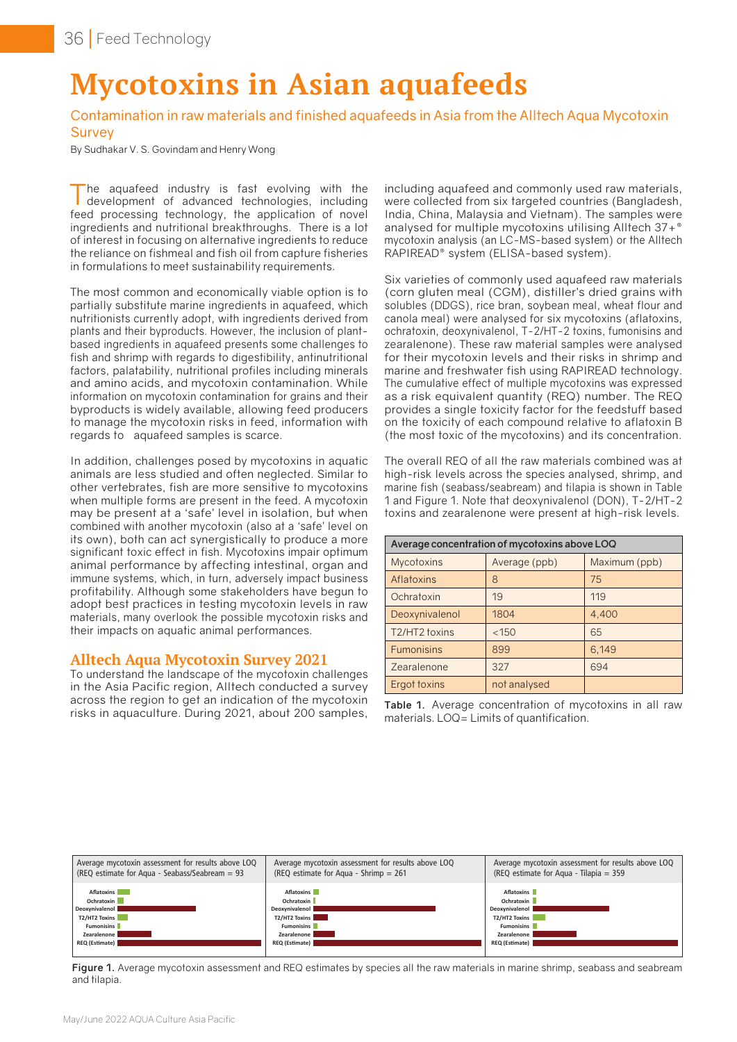# Mycotoxins in Asian aquafeeds

Contamination in raw materials and finished aquafeeds in Asia from the Alltech Aqua Mycotoxin Survey

By Sudhakar V. S. Govindam and Henry Wong

The aquafeed industry is fast evolving with the development of advanced technologies, including feed processing technology, the application of novel ingredients and nutritional breakthroughs. There is a lot of interest in focusing on alternative ingredients to reduce the reliance on fishmeal and fish oil from capture fisheries in formulations to meet sustainability requirements.

The most common and economically viable option is to partially substitute marine ingredients in aquafeed, which nutritionists currently adopt, with ingredients derived from plants and their byproducts. However, the inclusion of plant-based ingredients in aquafeed presents some challenges to fish and shrimp with regards to digestibility, antinutritional factors, palatability, nutritional profiles including minerals and amino acids, and mycotoxin contamination. While information on mycotoxin contamination for grains and their byproducts is widely available, allowing feed producers to manage the mycotoxin risks in feed, information with regards to aquafeed samples is scarce.

In addition, challenges posed by mycotoxins in aquatic animals are less studied and often neglected. Similar to other vertebrates, fish are more sensitive to mycotoxins when multiple forms are present in the feed. A mycotoxin may be present at a 'safe' level in isolation, but when combined with another mycotoxin (also at a 'safe' level on its own), both can act synergistically to produce a more significant toxic effect in fish. Mycotoxins impair optimum animal performance by affecting intestinal, organ and immune systems, which, in turn, adversely impact business profitability. Although some stakeholders have begun to adopt best practices in testing mycotoxin levels in raw materials, many overlook the possible mycotoxin risks and their impacts on aquatic animal performances.

## Alltech Aqua Mycotoxin Survey 2021

To understand the landscape of the mycotoxin challenges in the Asia Pacific region, Alltech conducted a survey across the region to get an indication of the mycotoxin risks in aquaculture. During 2021, about 200 samples, including aquafeed and commonly used raw materials, were collected from six targeted countries (Bangladesh, India, China, Malaysia and Vietnam). The samples were analysed for multiple mycotoxins utilising Alltech 37+® mycotoxin analysis (an LC-MS-based system) or the Alltech RAPIREAD® system (ELISA-based system).

Six varieties of commonly used aquafeed raw materials (corn gluten meal (CGM), distiller's dried grains with solubles (DDGS), rice bran, soybean meal, wheat flour and canola meal) were analysed for six mycotoxins (aflatoxins, ochratoxin, deoxynivalenol, T-2/HT-2 toxins, fumonisins and zearalenone). These raw material samples were analysed for their mycotoxin levels and their risks in shrimp and marine and freshwater fish using RAPIREAD technology. The cumulative effect of multiple mycotoxins was expressed as a risk equivalent quantity (REQ) number. The REQ provides a single toxicity factor for the feedstuff based on the toxicity of each compound relative to aflatoxin B (the most toxic of the mycotoxins) and its concentration.

The overall REQ of all the raw materials combined was at high-risk levels across the species analysed, shrimp, and marine fish (seabass/seabream) and tilapia is shown in Table 1 and Figure 1. Note that deoxynivalenol (DON), T-2/HT-2 toxins and zearalenone were present at high-risk levels.

| Average concentration of mycotoxins above LOQ | | |
|---|---|---|
| Mycotoxins | Average (ppb) | Maximum (ppb) |
| Aflatoxins | 8 | 75 |
| Ochratoxin | 19 | 119 |
| Deoxynivalenol | 1804 | 4,400 |
| T2/HT2 toxins | <150 | 65 |
| Fumonisins | 899 | 6,149 |
| Zearalenone | 327 | 694 |
| Ergot toxins | not analysed | |

**Table 1.** Average concentration of mycotoxins in all raw materials. LOQ= Limits of quantification.

Average mycotoxin assessment for results above LOQ (REQ estimate for Aqua - Seabass/Seabream = 93

Average mycotoxin assessment for results above LOQ (REQ estimate for Aqua - Shrimp = 261

Average mycotoxin assessment for results above LOQ (REQ estimate for Aqua - Tilapia = 359

**Figure 1.** Average mycotoxin assessment and REQ estimates by species all the raw materials in marine shrimp, seabass and seabream and tilapia.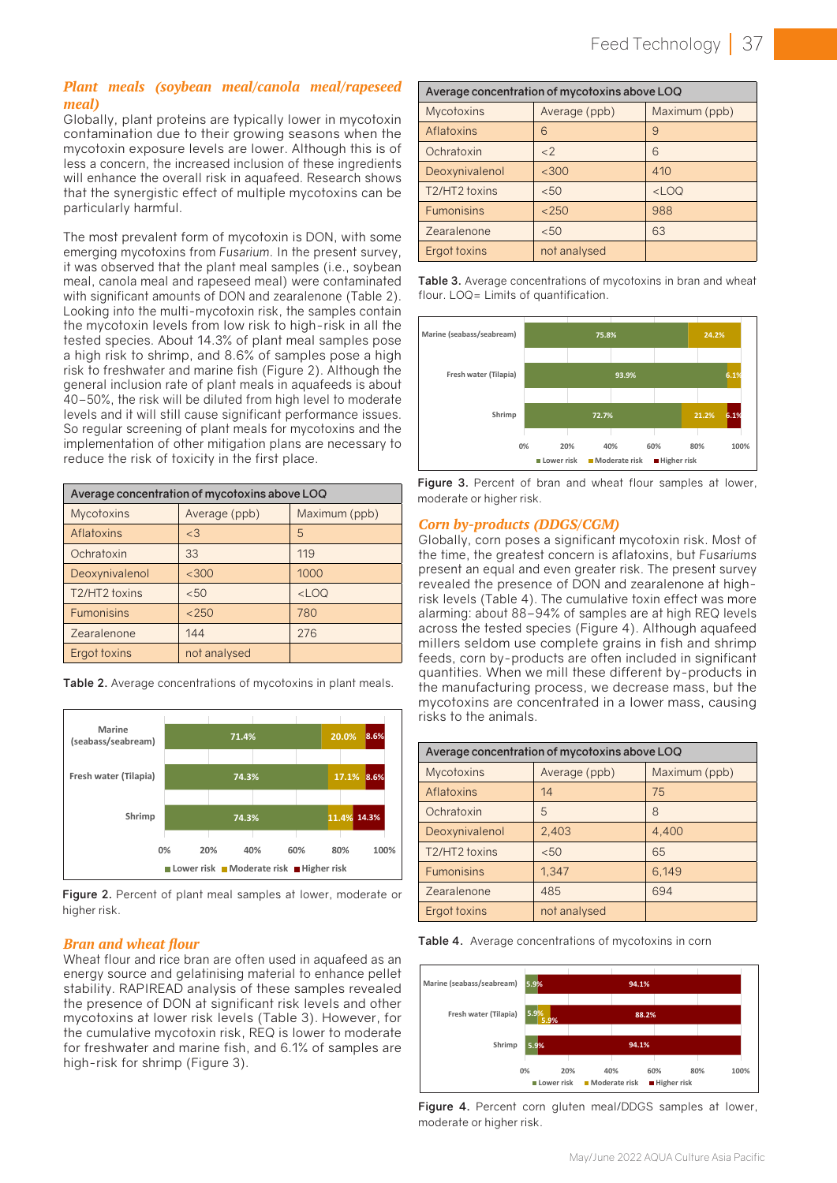### *Plant meals (soybean meal/canola meal/rapeseed meal)*

Globally, plant proteins are typically lower in mycotoxin contamination due to their growing seasons when the mycotoxin exposure levels are lower. Although this is of less a concern, the increased inclusion of these ingredients will enhance the overall risk in aquafeed. Research shows that the synergistic effect of multiple mycotoxins can be particularly harmful.

The most prevalent form of mycotoxin is DON, with some emerging mycotoxins from *Fusarium*. In the present survey, it was observed that the plant meal samples (i.e., soybean meal, canola meal and rapeseed meal) were contaminated with significant amounts of DON and zearalenone (Table 2). Looking into the multi-mycotoxin risk, the samples contain the mycotoxin levels from low risk to high-risk in all the tested species. About 14.3% of plant meal samples pose a high risk to shrimp, and 8.6% of samples pose a high risk to freshwater and marine fish (Figure 2). Although the general inclusion rate of plant meals in aquafeeds is about 40–50%, the risk will be diluted from high level to moderate levels and it will still cause significant performance issues. So regular screening of plant meals for mycotoxins and the implementation of other mitigation plans are necessary to reduce the risk of toxicity in the first place.

| Average concentration of mycotoxins above LOQ | | |
|---|---|---|
| Mycotoxins | Average (ppb) | Maximum (ppb) |
| Aflatoxins | <3 | 5 |
| Ochratoxin | 33 | 119 |
| Deoxynivalenol | <300 | 1000 |
| T2/HT2 toxins | <50 | <LOQ |
| Fumonisins | <250 | 780 |
| Zearalenone | 144 | 276 |
| Ergot toxins | not analysed | |

**Table 2.** Average concentrations of mycotoxins in plant meals.

| | Lower risk | Moderate risk | Higher risk |
|---|---|---|---|
| Marine (seabass/seabream) | 71.4% | 20.0% | 8.6% |
| Fresh water (Tilapia) | 74.3% | 17.1% | 8.6% |
| Shrimp | 74.3% | 11.4% | 14.3% |

**Figure 2.** Percent of plant meal samples at lower, moderate or higher risk.

### *Bran and wheat flour*

Wheat flour and rice bran are often used in aquafeed as an energy source and gelatinising material to enhance pellet stability. RAPIREAD analysis of these samples revealed the presence of DON at significant risk levels and other mycotoxins at lower risk levels (Table 3). However, for the cumulative mycotoxin risk, REQ is lower to moderate for freshwater and marine fish, and 6.1% of samples are high-risk for shrimp (Figure 3).

| Average concentration of mycotoxins above LOQ | | |
|---|---|---|
| Mycotoxins | Average (ppb) | Maximum (ppb) |
| Aflatoxins | 6 | 9 |
| Ochratoxin | <2 | 6 |
| Deoxynivalenol | <300 | 410 |
| T2/HT2 toxins | <50 | <LOQ |
| Fumonisins | <250 | 988 |
| Zearalenone | <50 | 63 |
| Ergot toxins | not analysed | |

**Table 3.** Average concentrations of mycotoxins in bran and wheat flour. LOQ= Limits of quantification.

| | Lower risk | Moderate risk | Higher risk |
|---|---|---|---|
| Marine (seabass/seabream) | 75.8% | 24.2% | |
| Fresh water (Tilapia) | 93.9% | 6.1% | |
| Shrimp | 72.7% | 21.2% | 6.1% |

**Figure 3.** Percent of bran and wheat flour samples at lower, moderate or higher risk.

### *Corn by-products (DDGS/CGM)*

Globally, corn poses a significant mycotoxin risk. Most of the time, the greatest concern is aflatoxins, but *Fusariums* present an equal and even greater risk. The present survey revealed the presence of DON and zearalenone at high-risk levels (Table 4). The cumulative toxin effect was more alarming: about 88–94% of samples are at high REQ levels across the tested species (Figure 4). Although aquafeed millers seldom use complete grains in fish and shrimp feeds, corn by-products are often included in significant quantities. When we mill these different by-products in the manufacturing process, we decrease mass, but the mycotoxins are concentrated in a lower mass, causing risks to the animals.

| Average concentration of mycotoxins above LOQ | | |
|---|---|---|
| Mycotoxins | Average (ppb) | Maximum (ppb) |
| Aflatoxins | 14 | 75 |
| Ochratoxin | 5 | 8 |
| Deoxynivalenol | 2,403 | 4,400 |
| T2/HT2 toxins | <50 | 65 |
| Fumonisins | 1,347 | 6,149 |
| Zearalenone | 485 | 694 |
| Ergot toxins | not analysed | |

**Table 4.** Average concentrations of mycotoxins in corn

| | Lower risk | Moderate risk | Higher risk |
|---|---|---|---|
| Marine (seabass/seabream) | 5.9% | | 94.1% |
| Fresh water (Tilapia) | 5.9% | 5.9% | 88.2% |
| Shrimp | 5.9% | | 94.1% |

**Figure 4.** Percent corn gluten meal/DDGS samples at lower, moderate or higher risk.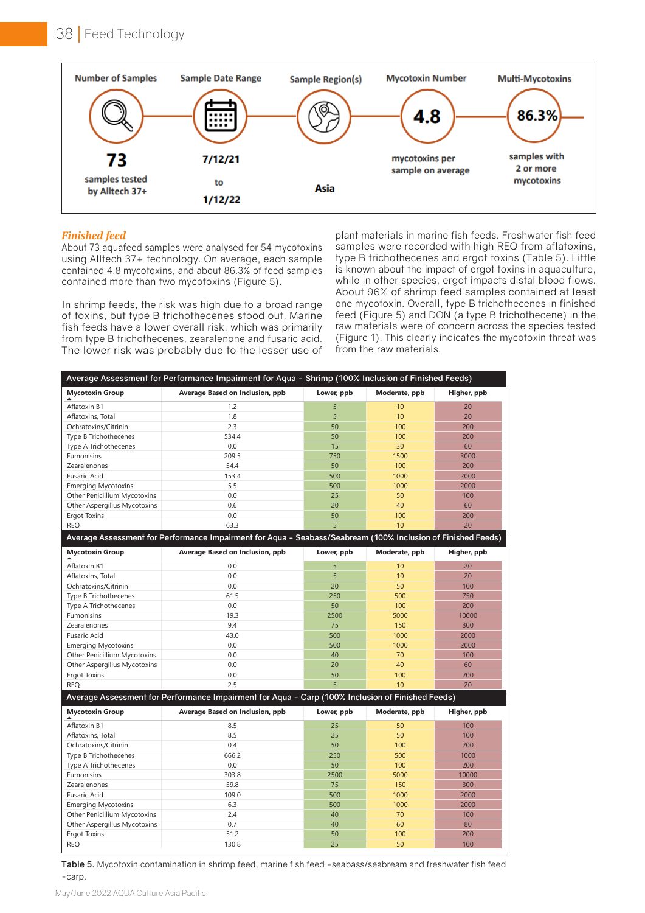| Number of Samples | Sample Date Range | Sample Region(s) | Mycotoxin Number | Multi-Mycotoxins |
|---|---|---|---|---|
| **73** samples tested by Alltech 37+ | 7/12/21 to 1/12/22 | Asia | **4.8** mycotoxins per sample on average | **86.3%** samples with 2 or more mycotoxins |

### *Finished feed*

About 73 aquafeed samples were analysed for 54 mycotoxins using Alltech 37+ technology. On average, each sample contained 4.8 mycotoxins, and about 86.3% of feed samples contained more than two mycotoxins (Figure 5).

In shrimp feeds, the risk was high due to a broad range of toxins, but type B trichothecenes stood out. Marine fish feeds have a lower overall risk, which was primarily from type B trichothecenes, zearalenone and fusaric acid. The lower risk was probably due to the lesser use of plant materials in marine fish feeds. Freshwater fish feed samples were recorded with high REQ from aflatoxins, type B trichothecenes and ergot toxins (Table 5). Little is known about the impact of ergot toxins in aquaculture, while in other species, ergot impacts distal blood flows. About 96% of shrimp feed samples contained at least one mycotoxin. Overall, type B trichothecenes in finished feed (Figure 5) and DON (a type B trichothecene) in the raw materials were of concern across the species tested (Figure 1). This clearly indicates the mycotoxin threat was from the raw materials.

| Average Assessment for Performance Impairment for Aqua - Shrimp (100% Inclusion of Finished Feeds) | | | | |
|---|---|---|---|---|
| **Mycotoxin Group** | **Average Based on Inclusion, ppb** | **Lower, ppb** | **Moderate, ppb** | **Higher, ppb** |
| Aflatoxin B1 | 1.2 | 5 | 10 | 20 |
| Aflatoxins, Total | 1.8 | 5 | 10 | 20 |
| Ochratoxins/Citrinin | 2.3 | 50 | 100 | 200 |
| Type B Trichothecenes | 534.4 | 50 | 100 | 200 |
| Type A Trichothecenes | 0.0 | 15 | 30 | 60 |
| Fumonisins | 209.5 | 750 | 1500 | 3000 |
| Zearalenones | 54.4 | 50 | 100 | 200 |
| Fusaric Acid | 153.4 | 500 | 1000 | 2000 |
| Emerging Mycotoxins | 5.5 | 500 | 1000 | 2000 |
| Other Penicillium Mycotoxins | 0.0 | 25 | 50 | 100 |
| Other Aspergillus Mycotoxins | 0.6 | 20 | 40 | 60 |
| Ergot Toxins | 0.0 | 50 | 100 | 200 |
| REQ | 63.3 | 5 | 10 | 20 |
| **Average Assessment for Performance Impairment for Aqua - Seabass/Seabream (100% Inclusion of Finished Feeds)** | | | | |
| **Mycotoxin Group** | **Average Based on Inclusion, ppb** | **Lower, ppb** | **Moderate, ppb** | **Higher, ppb** |
| Aflatoxin B1 | 0.0 | 5 | 10 | 20 |
| Aflatoxins, Total | 0.0 | 5 | 10 | 20 |
| Ochratoxins/Citrinin | 0.0 | 20 | 50 | 100 |
| Type B Trichothecenes | 61.5 | 250 | 500 | 750 |
| Type A Trichothecenes | 0.0 | 50 | 100 | 200 |
| Fumonisins | 19.3 | 2500 | 5000 | 10000 |
| Zearalenones | 9.4 | 75 | 150 | 300 |
| Fusaric Acid | 43.0 | 500 | 1000 | 2000 |
| Emerging Mycotoxins | 0.0 | 500 | 1000 | 2000 |
| Other Penicillium Mycotoxins | 0.0 | 40 | 70 | 100 |
| Other Aspergillus Mycotoxins | 0.0 | 20 | 40 | 60 |
| Ergot Toxins | 0.0 | 50 | 100 | 200 |
| REQ | 2.5 | 5 | 10 | 20 |
| **Average Assessment for Performance Impairment for Aqua - Carp (100% Inclusion of Finished Feeds)** | | | | |
| **Mycotoxin Group** | **Average Based on Inclusion, ppb** | **Lower, ppb** | **Moderate, ppb** | **Higher, ppb** |
| Aflatoxin B1 | 8.5 | 25 | 50 | 100 |
| Aflatoxins, Total | 8.5 | 25 | 50 | 100 |
| Ochratoxins/Citrinin | 0.4 | 50 | 100 | 200 |
| Type B Trichothecenes | 666.2 | 250 | 500 | 1000 |
| Type A Trichothecenes | 0.0 | 50 | 100 | 200 |
| Fumonisins | 303.8 | 2500 | 5000 | 10000 |
| Zearalenones | 59.8 | 75 | 150 | 300 |
| Fusaric Acid | 109.0 | 500 | 1000 | 2000 |
| Emerging Mycotoxins | 6.3 | 500 | 1000 | 2000 |
| Other Penicillium Mycotoxins | 2.4 | 40 | 70 | 100 |
| Other Aspergillus Mycotoxins | 0.7 | 40 | 60 | 80 |
| Ergot Toxins | 51.2 | 50 | 100 | 200 |
| REQ | 130.8 | 25 | 50 | 100 |

**Table 5.** Mycotoxin contamination in shrimp feed, marine fish feed -seabass/seabream and freshwater fish feed -carp.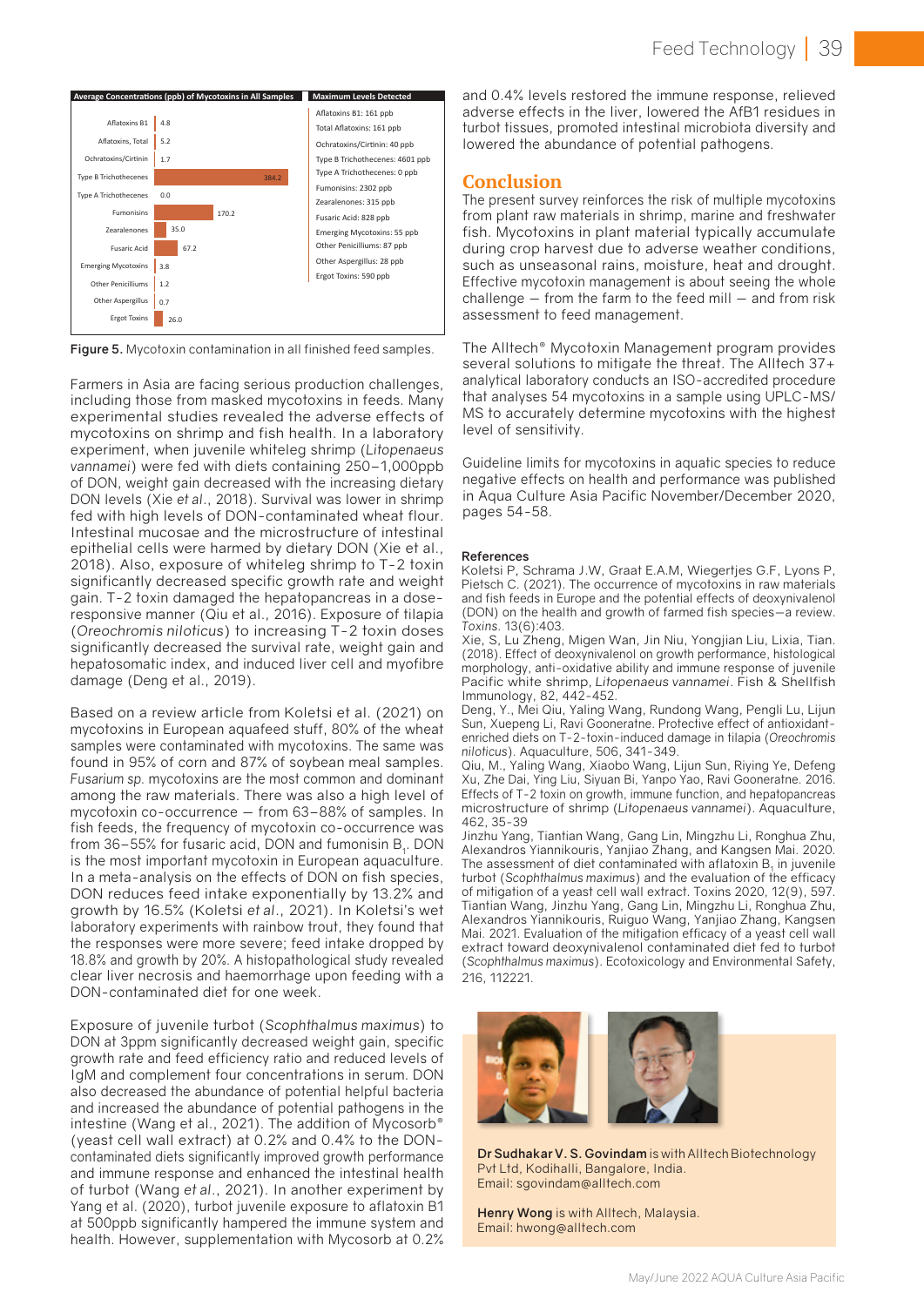Average Concentrations (ppb) of Mycotoxins in All Samples

Aflatoxins B1 4.8
Aflatoxins, Total 5.2
Ochratoxins/Cirtinin 1.7
Type B Trichothecenes 384.2
Type A Trichothecenes 0.0
Fumonisins 170.2
Zearalenones 35.0
Fusaric Acid 67.2
Emerging Mycotoxins 3.8
Other Penicilliums 1.2
Other Aspergillus 0.7
Ergot Toxins 26.0

Maximum Levels Detected

Aflatoxins B1: 161 ppb
Total Aflatoxins: 161 ppb
Ochratoxins/Cirtinin: 40 ppb
Type B Trichothecenes: 4601 ppb
Type A Trichothecenes: 0 ppb
Fumonisins: 2302 ppb
Zearalenones: 315 ppb
Fusaric Acid: 828 ppb
Emerging Mycotoxins: 55 ppb
Other Penicilliums: 87 ppb
Other Aspergillus: 28 ppb
Ergot Toxins: 590 ppb

**Figure 5.** Mycotoxin contamination in all finished feed samples.

Farmers in Asia are facing serious production challenges, including those from masked mycotoxins in feeds. Many experimental studies revealed the adverse effects of mycotoxins on shrimp and fish health. In a laboratory experiment, when juvenile whiteleg shrimp (*Litopenaeus vannamei*) were fed with diets containing 250–1,000ppb of DON, weight gain decreased with the increasing dietary DON levels (Xie *et al*., 2018). Survival was lower in shrimp fed with high levels of DON-contaminated wheat flour. Intestinal mucosae and the microstructure of intestinal epithelial cells were harmed by dietary DON (Xie et al., 2018). Also, exposure of whiteleg shrimp to T-2 toxin significantly decreased specific growth rate and weight gain. T-2 toxin damaged the hepatopancreas in a dose-responsive manner (Qiu et al., 2016). Exposure of tilapia (*Oreochromis niloticus*) to increasing T-2 toxin doses significantly decreased the survival rate, weight gain and hepatosomatic index, and induced liver cell and myofibre damage (Deng et al., 2019).

Based on a review article from Koletsi et al. (2021) on mycotoxins in European aquafeed stuff, 80% of the wheat samples were contaminated with mycotoxins. The same was found in 95% of corn and 87% of soybean meal samples. *Fusarium sp.* mycotoxins are the most common and dominant among the raw materials. There was also a high level of mycotoxin co-occurrence — from 63–88% of samples. In fish feeds, the frequency of mycotoxin co-occurrence was from 36–55% for fusaric acid, DON and fumonisin $B_1$. DON is the most important mycotoxin in European aquaculture. In a meta-analysis on the effects of DON on fish species, DON reduces feed intake exponentially by 13.2% and growth by 16.5% (Koletsi *et al*., 2021). In Koletsi's wet laboratory experiments with rainbow trout, they found that the responses were more severe; feed intake dropped by 18.8% and growth by 20%. A histopathological study revealed clear liver necrosis and haemorrhage upon feeding with a DON-contaminated diet for one week.

Exposure of juvenile turbot (*Scophthalmus maximus*) to DON at 3ppm significantly decreased weight gain, specific growth rate and feed efficiency ratio and reduced levels of IgM and complement four concentrations in serum. DON also decreased the abundance of potential helpful bacteria and increased the abundance of potential pathogens in the intestine (Wang et al., 2021). The addition of Mycosorb® (yeast cell wall extract) at 0.2% and 0.4% to the DON-contaminated diets significantly improved growth performance and immune response and enhanced the intestinal health of turbot (Wang *et al*., 2021). In another experiment by Yang et al. (2020), turbot juvenile exposure to aflatoxin B1 at 500ppb significantly hampered the immune system and health. However, supplementation with Mycosorb at 0.2% and 0.4% levels restored the immune response, relieved adverse effects in the liver, lowered the AfB1 residues in turbot tissues, promoted intestinal microbiota diversity and lowered the abundance of potential pathogens.

## Conclusion

The present survey reinforces the risk of multiple mycotoxins from plant raw materials in shrimp, marine and freshwater fish. Mycotoxins in plant material typically accumulate during crop harvest due to adverse weather conditions, such as unseasonal rains, moisture, heat and drought. Effective mycotoxin management is about seeing the whole challenge — from the farm to the feed mill — and from risk assessment to feed management.

The Alltech® Mycotoxin Management program provides several solutions to mitigate the threat. The Alltech 37+ analytical laboratory conducts an ISO-accredited procedure that analyses 54 mycotoxins in a sample using UPLC-MS/MS to accurately determine mycotoxins with the highest level of sensitivity.

Guideline limits for mycotoxins in aquatic species to reduce negative effects on health and performance was published in Aqua Culture Asia Pacific November/December 2020, pages 54-58.

### References

Koletsi P, Schrama J.W, Graat E.A.M, Wiegertjes G.F, Lyons P, Pietsch C. (2021). The occurrence of mycotoxins in raw materials and fish feeds in Europe and the potential effects of deoxynivalenol (DON) on the health and growth of farmed fish species—a review. *Toxins*. 13(6):403.

Xie, S, Lu Zheng, Migen Wan, Jin Niu, Yongjian Liu, Lixia, Tian. (2018). Effect of deoxynivalenol on growth performance, histological morphology, anti-oxidative ability and immune response of juvenile Pacific white shrimp, *Litopenaeus vannamei*. Fish & Shellfish Immunology, 82, 442-452.

Deng, Y., Mei Qiu, Yaling Wang, Rundong Wang, Pengli Lu, Lijun Sun, Xuepeng Li, Ravi Gooneratne. Protective effect of antioxidant-enriched diets on T-2-toxin-induced damage in tilapia (*Oreochromis niloticus*). Aquaculture, 506, 341-349.

Qiu, M., Yaling Wang, Xiaobo Wang, Lijun Sun, Riying Ye, Defeng Xu, Zhe Dai, Ying Liu, Siyuan Bi, Yanpo Yao, Ravi Gooneratne. 2016. Effects of T-2 toxin on growth, immune function, and hepatopancreas microstructure of shrimp (*Litopenaeus vannamei*). Aquaculture, 462, 35-39

Jinzhu Yang, Tiantian Wang, Gang Lin, Mingzhu Li, Ronghua Zhu, Alexandros Yiannikouris, Yanjiao Zhang, and Kangsen Mai. 2020. The assessment of diet contaminated with aflatoxin $B_1$ in juvenile turbot (*Scophthalmus maximus*) and the evaluation of the efficacy of mitigation of a yeast cell wall extract. Toxins 2020, 12(9), 597.

Tiantian Wang, Jinzhu Yang, Gang Lin, Mingzhu Li, Ronghua Zhu, Alexandros Yiannikouris, Ruiguo Wang, Yanjiao Zhang, Kangsen Mai. 2021. Evaluation of the mitigation efficacy of a yeast cell wall extract toward deoxynivalenol contaminated diet fed to turbot (*Scophthalmus maximus*). Ecotoxicology and Environmental Safety, 216, 112221.

**Dr Sudhakar V. S. Govindam** is with Alltech Biotechnology Pvt Ltd, Kodihalli, Bangalore, India.
Email: sgovindam@alltech.com

**Henry Wong** is with Alltech, Malaysia.
Email: hwong@alltech.com